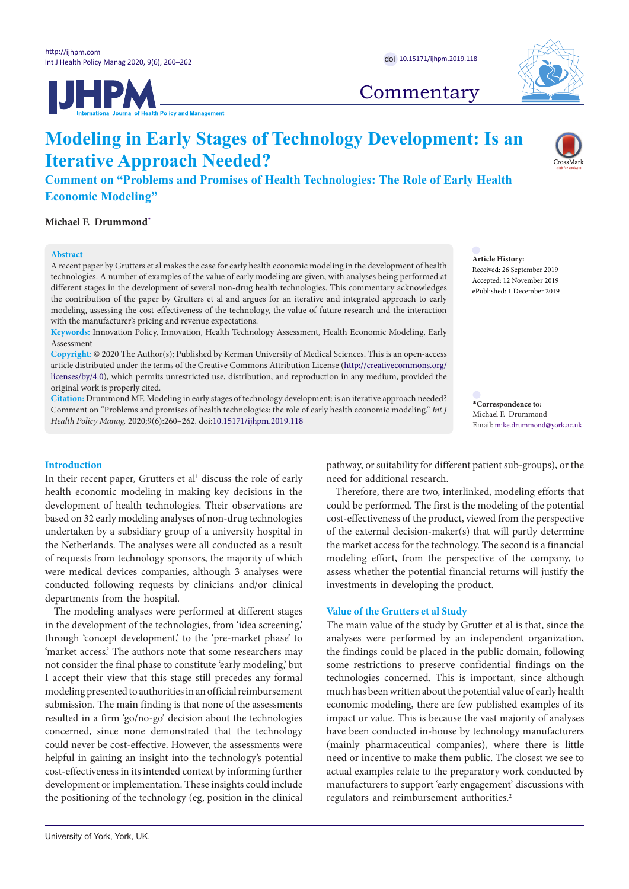# Modeling in Early Stages of Technology Development: Is an Iterative Approach Needed?

## Comment on "Problems and Promises of Health Technologies: The Role of Early Health Economic Modeling"

**Michael F. Drummond***

**Abstract**

A recent paper by Grutters et al makes the case for early health economic modeling in the development of health technologies. A number of examples of the value of early modeling are given, with analyses being performed at different stages in the development of several non-drug health technologies. This commentary acknowledges the contribution of the paper by Grutters et al and argues for an iterative and integrated approach to early modeling, assessing the cost-effectiveness of the technology, the value of future research and the interaction with the manufacturer's pricing and revenue expectations.

**Keywords:** Innovation Policy, Innovation, Health Technology Assessment, Health Economic Modeling, Early Assessment

**Copyright:** © 2020 The Author(s); Published by Kerman University of Medical Sciences. This is an open-access article distributed under the terms of the Creative Commons Attribution License (http://creativecommons.org/licenses/by/4.0), which permits unrestricted use, distribution, and reproduction in any medium, provided the original work is properly cited.

**Citation:** Drummond MF. Modeling in early stages of technology development: is an iterative approach needed? Comment on "Problems and promises of health technologies: the role of early health economic modeling." *Int J Health Policy Manag.* 2020;9(6):260–262. doi:10.15171/ijhpm.2019.118

**Article History:**
Received: 26 September 2019
Accepted: 12 November 2019
ePublished: 1 December 2019

***Correspondence to:**
Michael F. Drummond
Email: mike.drummond@york.ac.uk

## Introduction

In their recent paper, Grutters et al[1] discuss the role of early health economic modeling in making key decisions in the development of health technologies. Their observations are based on 32 early modeling analyses of non-drug health technologies undertaken by a subsidiary group of a university hospital in the Netherlands. The analyses were all conducted as a result of requests from technology sponsors, the majority of which were medical devices companies, although 3 analyses were conducted following requests by clinicians and/or clinical departments from the hospital.

The modeling analyses were performed at different stages in the development of the technologies, from 'idea screening,' through 'concept development,' to the 'pre-market phase' to 'market access.' The authors note that some researchers may not consider the final phase to constitute 'early modeling,' but I accept their view that this stage still precedes any formal modeling presented to authorities in an official reimbursement submission. The main finding is that none of the assessments resulted in a firm 'go/no-go' decision about the technologies concerned, since none demonstrated that the technology could never be cost-effective. However, the assessments were helpful in gaining an insight into the technology's potential cost-effectiveness in its intended context by informing further development or implementation. These insights could include the positioning of the technology (eg, position in the clinical pathway, or suitability for different patient sub-groups), or the need for additional research.

Therefore, there are two, interlinked, modeling efforts that could be performed. The first is the modeling of the potential cost-effectiveness of the product, viewed from the perspective of the external decision-maker(s) that will partly determine the market access for the technology. The second is a financial modeling effort, from the perspective of the company, to assess whether the potential financial returns will justify the investments in developing the product.

## Value of the Grutters et al Study

The main value of the study by Grutter et al is that, since the analyses were performed by an independent organization, the findings could be placed in the public domain, following some restrictions to preserve confidential findings on the technologies concerned. This is important, since although much has been written about the potential value of early health economic modeling, there are few published examples of its impact or value. This is because the vast majority of analyses have been conducted in-house by technology manufacturers (mainly pharmaceutical companies), where there is little need or incentive to make them public. The closest we see to actual examples relate to the preparatory work conducted by manufacturers to support 'early engagement' discussions with regulators and reimbursement authorities.[2]

University of York, York, UK.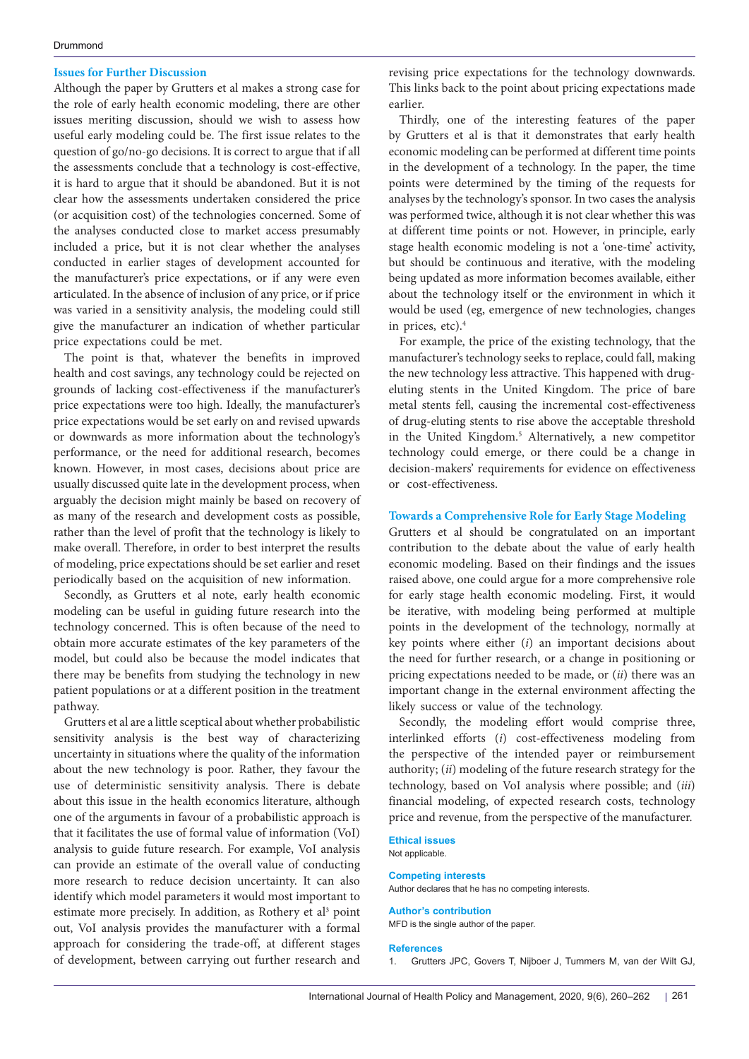## Issues for Further Discussion

Although the paper by Grutters et al makes a strong case for the role of early health economic modeling, there are other issues meriting discussion, should we wish to assess how useful early modeling could be. The first issue relates to the question of go/no-go decisions. It is correct to argue that if all the assessments conclude that a technology is cost-effective, it is hard to argue that it should be abandoned. But it is not clear how the assessments undertaken considered the price (or acquisition cost) of the technologies concerned. Some of the analyses conducted close to market access presumably included a price, but it is not clear whether the analyses conducted in earlier stages of development accounted for the manufacturer's price expectations, or if any were even articulated. In the absence of inclusion of any price, or if price was varied in a sensitivity analysis, the modeling could still give the manufacturer an indication of whether particular price expectations could be met.

The point is that, whatever the benefits in improved health and cost savings, any technology could be rejected on grounds of lacking cost-effectiveness if the manufacturer's price expectations were too high. Ideally, the manufacturer's price expectations would be set early on and revised upwards or downwards as more information about the technology's performance, or the need for additional research, becomes known. However, in most cases, decisions about price are usually discussed quite late in the development process, when arguably the decision might mainly be based on recovery of as many of the research and development costs as possible, rather than the level of profit that the technology is likely to make overall. Therefore, in order to best interpret the results of modeling, price expectations should be set earlier and reset periodically based on the acquisition of new information.

Secondly, as Grutters et al note, early health economic modeling can be useful in guiding future research into the technology concerned. This is often because of the need to obtain more accurate estimates of the key parameters of the model, but could also be because the model indicates that there may be benefits from studying the technology in new patient populations or at a different position in the treatment pathway.

Grutters et al are a little sceptical about whether probabilistic sensitivity analysis is the best way of characterizing uncertainty in situations where the quality of the information about the new technology is poor. Rather, they favour the use of deterministic sensitivity analysis. There is debate about this issue in the health economics literature, although one of the arguments in favour of a probabilistic approach is that it facilitates the use of formal value of information (VoI) analysis to guide future research. For example, VoI analysis can provide an estimate of the overall value of conducting more research to reduce decision uncertainty. It can also identify which model parameters it would most important to estimate more precisely. In addition, as Rothery et al[3] point out, VoI analysis provides the manufacturer with a formal approach for considering the trade-off, at different stages of development, between carrying out further research and revising price expectations for the technology downwards. This links back to the point about pricing expectations made earlier.

Thirdly, one of the interesting features of the paper by Grutters et al is that it demonstrates that early health economic modeling can be performed at different time points in the development of a technology. In the paper, the time points were determined by the timing of the requests for analyses by the technology's sponsor. In two cases the analysis was performed twice, although it is not clear whether this was at different time points or not. However, in principle, early stage health economic modeling is not a 'one-time' activity, but should be continuous and iterative, with the modeling being updated as more information becomes available, either about the technology itself or the environment in which it would be used (eg, emergence of new technologies, changes in prices, etc).[4]

For example, the price of the existing technology, that the manufacturer's technology seeks to replace, could fall, making the new technology less attractive. This happened with drug-eluting stents in the United Kingdom. The price of bare metal stents fell, causing the incremental cost-effectiveness of drug-eluting stents to rise above the acceptable threshold in the United Kingdom.[5] Alternatively, a new competitor technology could emerge, or there could be a change in decision-makers' requirements for evidence on effectiveness or cost-effectiveness.

## Towards a Comprehensive Role for Early Stage Modeling

Grutters et al should be congratulated on an important contribution to the debate about the value of early health economic modeling. Based on their findings and the issues raised above, one could argue for a more comprehensive role for early stage health economic modeling. First, it would be iterative, with modeling being performed at multiple points in the development of the technology, normally at key points where either (*i*) an important decisions about the need for further research, or a change in positioning or pricing expectations needed to be made, or (*ii*) there was an important change in the external environment affecting the likely success or value of the technology.

Secondly, the modeling effort would comprise three, interlinked efforts (*i*) cost-effectiveness modeling from the perspective of the intended payer or reimbursement authority; (*ii*) modeling of the future research strategy for the technology, based on VoI analysis where possible; and (*iii*) financial modeling, of expected research costs, technology price and revenue, from the perspective of the manufacturer.

### Ethical issues

Not applicable.

### Competing interests

Author declares that he has no competing interests.

### Author's contribution

MFD is the single author of the paper.

### References

1. Grutters JPC, Govers T, Nijboer J, Tummers M, van der Wilt GJ,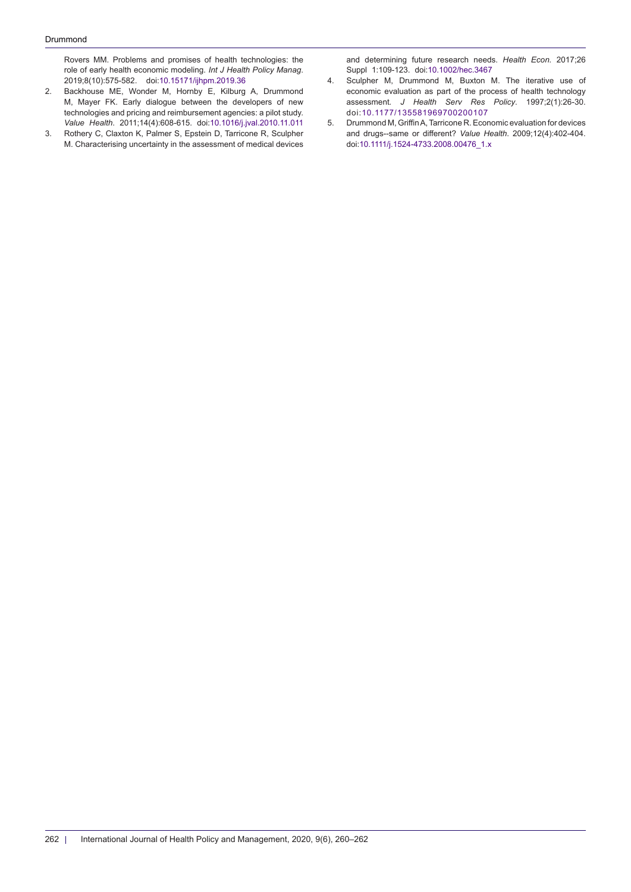Rovers MM. Problems and promises of health technologies: the role of early health economic modeling. *Int J Health Policy Manag*. 2019;8(10):575-582. doi:10.15171/ijhpm.2019.36

2. Backhouse ME, Wonder M, Hornby E, Kilburg A, Drummond M, Mayer FK. Early dialogue between the developers of new technologies and pricing and reimbursement agencies: a pilot study. *Value Health*. 2011;14(4):608-615. doi:10.1016/j.jval.2010.11.011
3. Rothery C, Claxton K, Palmer S, Epstein D, Tarricone R, Sculpher M. Characterising uncertainty in the assessment of medical devices and determining future research needs. *Health Econ*. 2017;26 Suppl 1:109-123. doi:10.1002/hec.3467
4. Sculpher M, Drummond M, Buxton M. The iterative use of economic evaluation as part of the process of health technology assessment. *J Health Serv Res Policy*. 1997;2(1):26-30. doi:10.1177/135581969700200107
5. Drummond M, Griffin A, Tarricone R. Economic evaluation for devices and drugs--same or different? *Value Health*. 2009;12(4):402-404. doi:10.1111/j.1524-4733.2008.00476_1.x